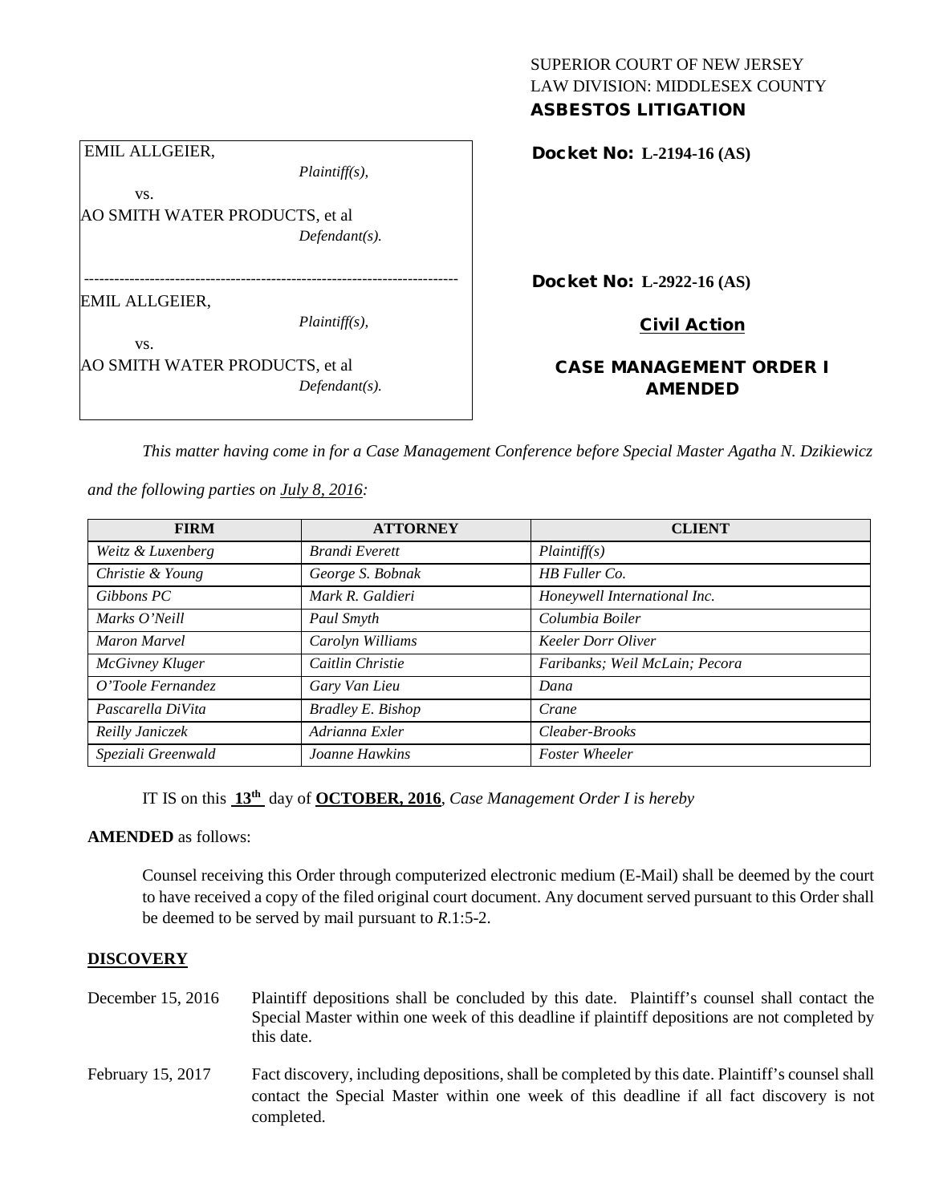SUPERIOR COURT OF NEW JERSEY
LAW DIVISION: MIDDLESEX COUNTY
**ASBESTOS LITIGATION**

EMIL ALLGEIER,
*Plaintiff(s),*
vs.
AO SMITH WATER PRODUCTS, et al
*Defendant(s).*

**Docket No: L-2194-16 (AS)**

---

EMIL ALLGEIER,
*Plaintiff(s),*
vs.
AO SMITH WATER PRODUCTS, et al
*Defendant(s).*

**Docket No: L-2922-16 (AS)**

**Civil Action**

**CASE MANAGEMENT ORDER I AMENDED**

*This matter having come in for a Case Management Conference before Special Master Agatha N. Dzikiewicz and the following parties on July 8, 2016:*

| FIRM | ATTORNEY | CLIENT |
| --- | --- | --- |
| *Weitz & Luxenberg* | *Brandi Everett* | *Plaintiff(s)* |
| *Christie & Young* | *George S. Bobnak* | *HB Fuller Co.* |
| *Gibbons PC* | *Mark R. Galdieri* | *Honeywell International Inc.* |
| *Marks O'Neill* | *Paul Smyth* | *Columbia Boiler* |
| *Maron Marvel* | *Carolyn Williams* | *Keeler Dorr Oliver* |
| *McGivney Kluger* | *Caitlin Christie* | *Faribanks; Weil McLain; Pecora* |
| *O'Toole Fernandez* | *Gary Van Lieu* | *Dana* |
| *Pascarella DiVita* | *Bradley E. Bishop* | *Crane* |
| *Reilly Janiczek* | *Adrianna Exler* | *Cleaber-Brooks* |
| *Speziali Greenwald* | *Joanne Hawkins* | *Foster Wheeler* |

IT IS on this **13th** day of **OCTOBER, 2016**, *Case Management Order I is hereby*

**AMENDED** as follows:

Counsel receiving this Order through computerized electronic medium (E-Mail) shall be deemed by the court to have received a copy of the filed original court document. Any document served pursuant to this Order shall be deemed to be served by mail pursuant to *R*.1:5-2.

## DISCOVERY

December 15, 2016 — Plaintiff depositions shall be concluded by this date. Plaintiff's counsel shall contact the Special Master within one week of this deadline if plaintiff depositions are not completed by this date.

February 15, 2017 — Fact discovery, including depositions, shall be completed by this date. Plaintiff's counsel shall contact the Special Master within one week of this deadline if all fact discovery is not completed.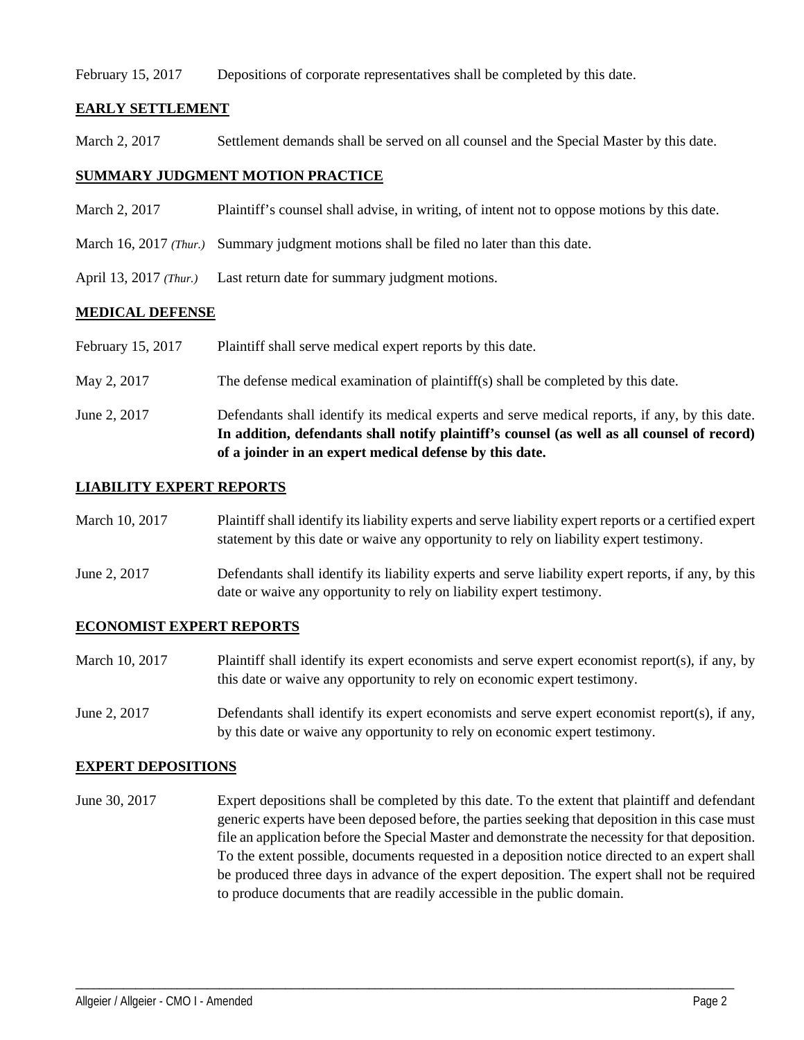February 15, 2017 Depositions of corporate representatives shall be completed by this date.

## EARLY SETTLEMENT

March 2, 2017 Settlement demands shall be served on all counsel and the Special Master by this date.

## SUMMARY JUDGMENT MOTION PRACTICE

March 2, 2017 Plaintiff's counsel shall advise, in writing, of intent not to oppose motions by this date.

March 16, 2017 *(Thur.)* Summary judgment motions shall be filed no later than this date.

April 13, 2017 *(Thur.)* Last return date for summary judgment motions.

## MEDICAL DEFENSE

February 15, 2017 Plaintiff shall serve medical expert reports by this date.

May 2, 2017 The defense medical examination of plaintiff(s) shall be completed by this date.

June 2, 2017 Defendants shall identify its medical experts and serve medical reports, if any, by this date. **In addition, defendants shall notify plaintiff's counsel (as well as all counsel of record) of a joinder in an expert medical defense by this date.**

## LIABILITY EXPERT REPORTS

March 10, 2017 Plaintiff shall identify its liability experts and serve liability expert reports or a certified expert statement by this date or waive any opportunity to rely on liability expert testimony.

June 2, 2017 Defendants shall identify its liability experts and serve liability expert reports, if any, by this date or waive any opportunity to rely on liability expert testimony.

## ECONOMIST EXPERT REPORTS

March 10, 2017 Plaintiff shall identify its expert economists and serve expert economist report(s), if any, by this date or waive any opportunity to rely on economic expert testimony.

June 2, 2017 Defendants shall identify its expert economists and serve expert economist report(s), if any, by this date or waive any opportunity to rely on economic expert testimony.

## EXPERT DEPOSITIONS

June 30, 2017 Expert depositions shall be completed by this date. To the extent that plaintiff and defendant generic experts have been deposed before, the parties seeking that deposition in this case must file an application before the Special Master and demonstrate the necessity for that deposition. To the extent possible, documents requested in a deposition notice directed to an expert shall be produced three days in advance of the expert deposition. The expert shall not be required to produce documents that are readily accessible in the public domain.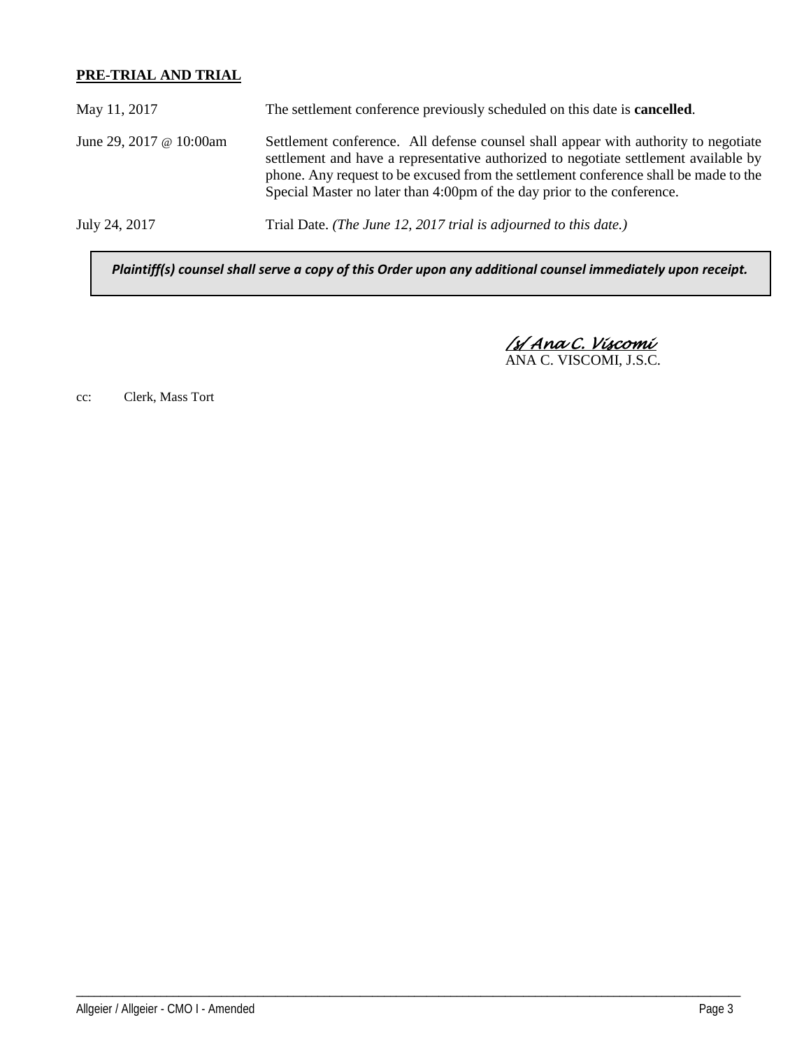**PRE-TRIAL AND TRIAL**

| | |
|---|---|
| May 11, 2017 | The settlement conference previously scheduled on this date is **cancelled**. |
| June 29, 2017 @ 10:00am | Settlement conference. All defense counsel shall appear with authority to negotiate settlement and have a representative authorized to negotiate settlement available by phone. Any request to be excused from the settlement conference shall be made to the Special Master no later than 4:00pm of the day prior to the conference. |
| July 24, 2017 | Trial Date. *(The June 12, 2017 trial is adjourned to this date.)* |

***Plaintiff(s) counsel shall serve a copy of this Order upon any additional counsel immediately upon receipt.***

*/s/ Ana C. Viscomi*
ANA C. VISCOMI, J.S.C.

cc: Clerk, Mass Tort